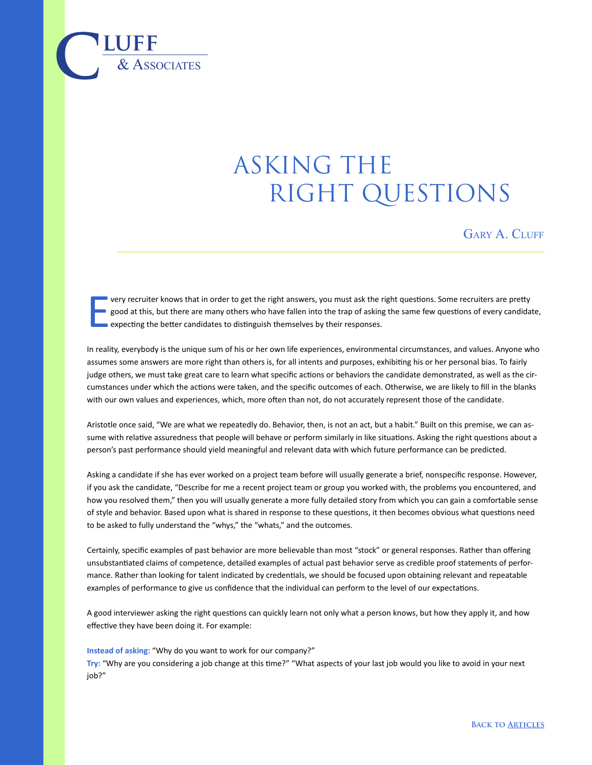CLUFF & ASSOCIATES

# ASKING THE RIGHT QUESTIONS

Gary A. Cluff

Every recruiter knows that in order to get the right answers, you must ask the right questions. Some recruiters are pretty good at this, but there are many others who have fallen into the trap of asking the same few questions of every candidate, expecting the better candidates to distinguish themselves by their responses.

In reality, everybody is the unique sum of his or her own life experiences, environmental circumstances, and values. Anyone who assumes some answers are more right than others is, for all intents and purposes, exhibiting his or her personal bias. To fairly judge others, we must take great care to learn what specific actions or behaviors the candidate demonstrated, as well as the circumstances under which the actions were taken, and the specific outcomes of each. Otherwise, we are likely to fill in the blanks with our own values and experiences, which, more often than not, do not accurately represent those of the candidate.

Aristotle once said, "We are what we repeatedly do. Behavior, then, is not an act, but a habit." Built on this premise, we can assume with relative assuredness that people will behave or perform similarly in like situations. Asking the right questions about a person's past performance should yield meaningful and relevant data with which future performance can be predicted.

Asking a candidate if she has ever worked on a project team before will usually generate a brief, nonspecific response. However, if you ask the candidate, "Describe for me a recent project team or group you worked with, the problems you encountered, and how you resolved them," then you will usually generate a more fully detailed story from which you can gain a comfortable sense of style and behavior. Based upon what is shared in response to these questions, it then becomes obvious what questions need to be asked to fully understand the "whys," the "whats," and the outcomes.

Certainly, specific examples of past behavior are more believable than most "stock" or general responses. Rather than offering unsubstantiated claims of competence, detailed examples of actual past behavior serve as credible proof statements of performance. Rather than looking for talent indicated by credentials, we should be focused upon obtaining relevant and repeatable examples of performance to give us confidence that the individual can perform to the level of our expectations.

A good interviewer asking the right questions can quickly learn not only what a person knows, but how they apply it, and how effective they have been doing it. For example:

**Instead of asking:** "Why do you want to work for our company?"
**Try:** "Why are you considering a job change at this time?" "What aspects of your last job would you like to avoid in your next job?"

Back to Articles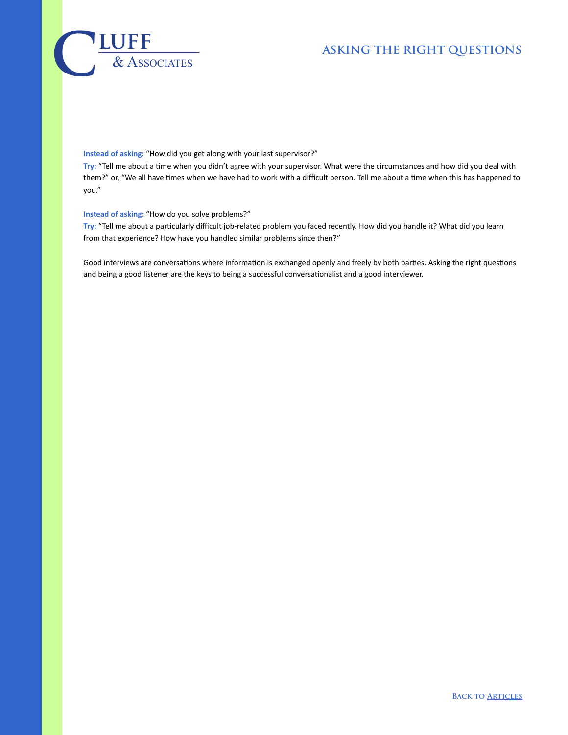**Instead of asking:** "How did you get along with your last supervisor?"
**Try:** "Tell me about a time when you didn't agree with your supervisor. What were the circumstances and how did you deal with them?" or, "We all have times when we have had to work with a difficult person. Tell me about a time when this has happened to you."

**Instead of asking:** "How do you solve problems?"
**Try:** "Tell me about a particularly difficult job-related problem you faced recently. How did you handle it? What did you learn from that experience? How have you handled similar problems since then?"

Good interviews are conversations where information is exchanged openly and freely by both parties. Asking the right questions and being a good listener are the keys to being a successful conversationalist and a good interviewer.

Back to Articles